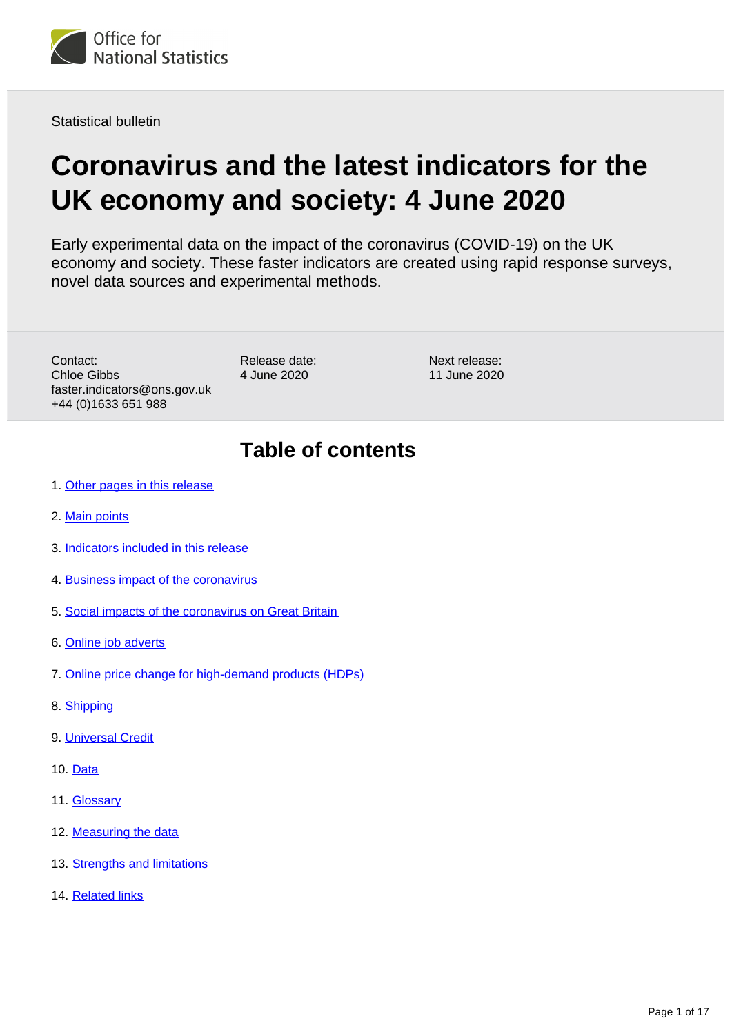Office for National Statistics

Statistical bulletin

# Coronavirus and the latest indicators for the UK economy and society: 4 June 2020

Early experimental data on the impact of the coronavirus (COVID-19) on the UK economy and society. These faster indicators are created using rapid response surveys, novel data sources and experimental methods.

Contact:
Chloe Gibbs
faster.indicators@ons.gov.uk
+44 (0)1633 651 988

Release date:
4 June 2020

Next release:
11 June 2020

## Table of contents

1. Other pages in this release
2. Main points
3. Indicators included in this release
4. Business impact of the coronavirus
5. Social impacts of the coronavirus on Great Britain
6. Online job adverts
7. Online price change for high-demand products (HDPs)
8. Shipping
9. Universal Credit
10. Data
11. Glossary
12. Measuring the data
13. Strengths and limitations
14. Related links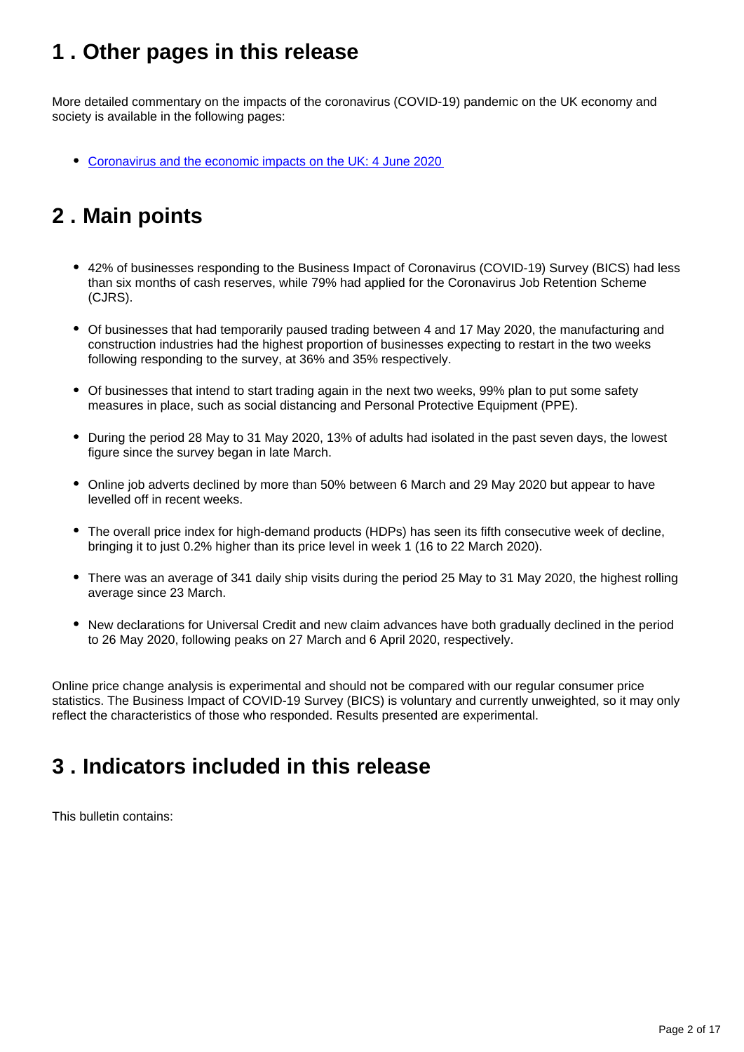## 1 . Other pages in this release

More detailed commentary on the impacts of the coronavirus (COVID-19) pandemic on the UK economy and society is available in the following pages:

- [Coronavirus and the economic impacts on the UK: 4 June 2020](#)

## 2 . Main points

- 42% of businesses responding to the Business Impact of Coronavirus (COVID-19) Survey (BICS) had less than six months of cash reserves, while 79% had applied for the Coronavirus Job Retention Scheme (CJRS).
- Of businesses that had temporarily paused trading between 4 and 17 May 2020, the manufacturing and construction industries had the highest proportion of businesses expecting to restart in the two weeks following responding to the survey, at 36% and 35% respectively.
- Of businesses that intend to start trading again in the next two weeks, 99% plan to put some safety measures in place, such as social distancing and Personal Protective Equipment (PPE).
- During the period 28 May to 31 May 2020, 13% of adults had isolated in the past seven days, the lowest figure since the survey began in late March.
- Online job adverts declined by more than 50% between 6 March and 29 May 2020 but appear to have levelled off in recent weeks.
- The overall price index for high-demand products (HDPs) has seen its fifth consecutive week of decline, bringing it to just 0.2% higher than its price level in week 1 (16 to 22 March 2020).
- There was an average of 341 daily ship visits during the period 25 May to 31 May 2020, the highest rolling average since 23 March.
- New declarations for Universal Credit and new claim advances have both gradually declined in the period to 26 May 2020, following peaks on 27 March and 6 April 2020, respectively.

Online price change analysis is experimental and should not be compared with our regular consumer price statistics. The Business Impact of COVID-19 Survey (BICS) is voluntary and currently unweighted, so it may only reflect the characteristics of those who responded. Results presented are experimental.

## 3 . Indicators included in this release

This bulletin contains: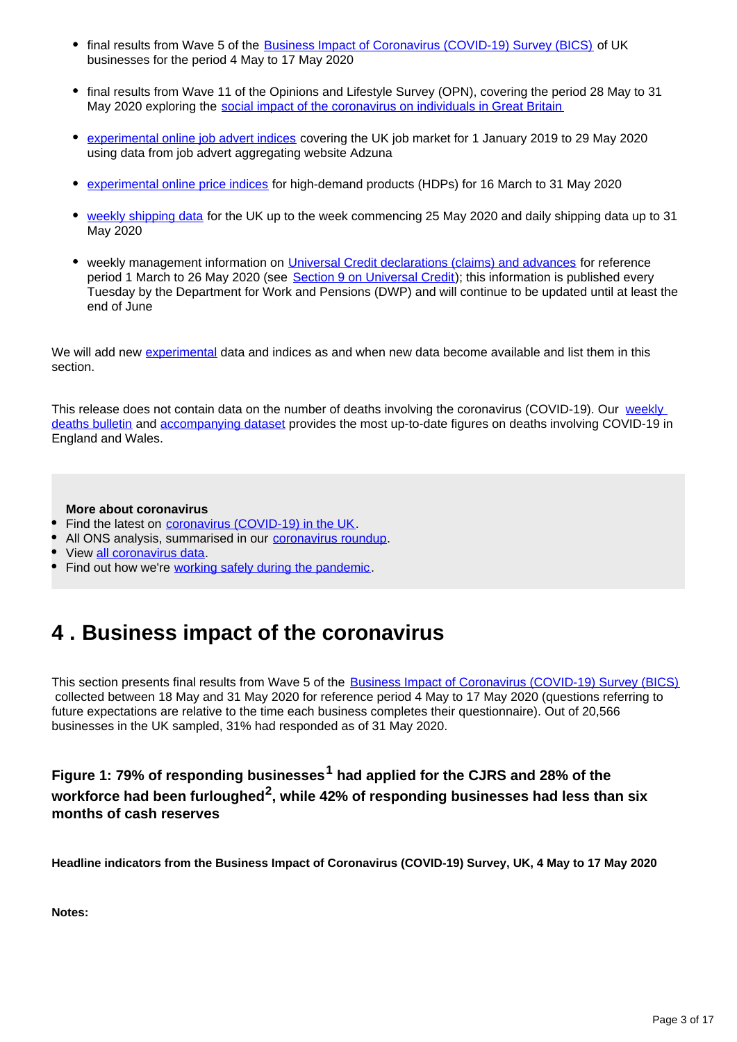- final results from Wave 5 of the Business Impact of Coronavirus (COVID-19) Survey (BICS) of UK businesses for the period 4 May to 17 May 2020
- final results from Wave 11 of the Opinions and Lifestyle Survey (OPN), covering the period 28 May to 31 May 2020 exploring the social impact of the coronavirus on individuals in Great Britain
- experimental online job advert indices covering the UK job market for 1 January 2019 to 29 May 2020 using data from job advert aggregating website Adzuna
- experimental online price indices for high-demand products (HDPs) for 16 March to 31 May 2020
- weekly shipping data for the UK up to the week commencing 25 May 2020 and daily shipping data up to 31 May 2020
- weekly management information on Universal Credit declarations (claims) and advances for reference period 1 March to 26 May 2020 (see Section 9 on Universal Credit); this information is published every Tuesday by the Department for Work and Pensions (DWP) and will continue to be updated until at least the end of June

We will add new experimental data and indices as and when new data become available and list them in this section.

This release does not contain data on the number of deaths involving the coronavirus (COVID-19). Our weekly deaths bulletin and accompanying dataset provides the most up-to-date figures on deaths involving COVID-19 in England and Wales.

**More about coronavirus**

- Find the latest on coronavirus (COVID-19) in the UK.
- All ONS analysis, summarised in our coronavirus roundup.
- View all coronavirus data.
- Find out how we're working safely during the pandemic.

## 4 . Business impact of the coronavirus

This section presents final results from Wave 5 of the Business Impact of Coronavirus (COVID-19) Survey (BICS) collected between 18 May and 31 May 2020 for reference period 4 May to 17 May 2020 (questions referring to future expectations are relative to the time each business completes their questionnaire). Out of 20,566 businesses in the UK sampled, 31% had responded as of 31 May 2020.

### Figure 1: 79% of responding businesses[1] had applied for the CJRS and 28% of the workforce had been furloughed[2], while 42% of responding businesses had less than six months of cash reserves

**Headline indicators from the Business Impact of Coronavirus (COVID-19) Survey, UK, 4 May to 17 May 2020**

**Notes:**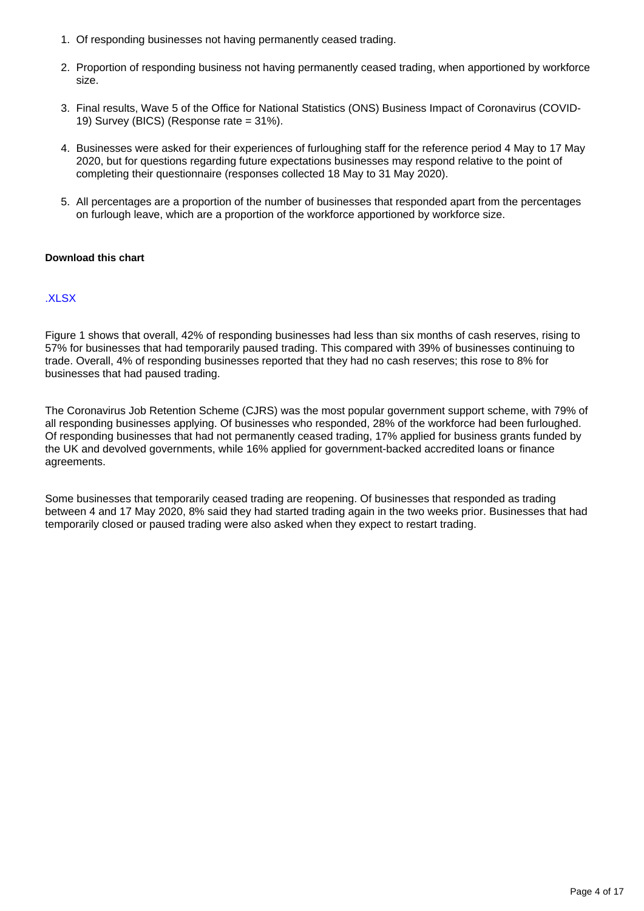1. Of responding businesses not having permanently ceased trading.
2. Proportion of responding business not having permanently ceased trading, when apportioned by workforce size.
3. Final results, Wave 5 of the Office for National Statistics (ONS) Business Impact of Coronavirus (COVID-19) Survey (BICS) (Response rate = 31%).
4. Businesses were asked for their experiences of furloughing staff for the reference period 4 May to 17 May 2020, but for questions regarding future expectations businesses may respond relative to the point of completing their questionnaire (responses collected 18 May to 31 May 2020).
5. All percentages are a proportion of the number of businesses that responded apart from the percentages on furlough leave, which are a proportion of the workforce apportioned by workforce size.

**Download this chart**

.XLSX

Figure 1 shows that overall, 42% of responding businesses had less than six months of cash reserves, rising to 57% for businesses that had temporarily paused trading. This compared with 39% of businesses continuing to trade. Overall, 4% of responding businesses reported that they had no cash reserves; this rose to 8% for businesses that had paused trading.

The Coronavirus Job Retention Scheme (CJRS) was the most popular government support scheme, with 79% of all responding businesses applying. Of businesses who responded, 28% of the workforce had been furloughed. Of responding businesses that had not permanently ceased trading, 17% applied for business grants funded by the UK and devolved governments, while 16% applied for government-backed accredited loans or finance agreements.

Some businesses that temporarily ceased trading are reopening. Of businesses that responded as trading between 4 and 17 May 2020, 8% said they had started trading again in the two weeks prior. Businesses that had temporarily closed or paused trading were also asked when they expect to restart trading.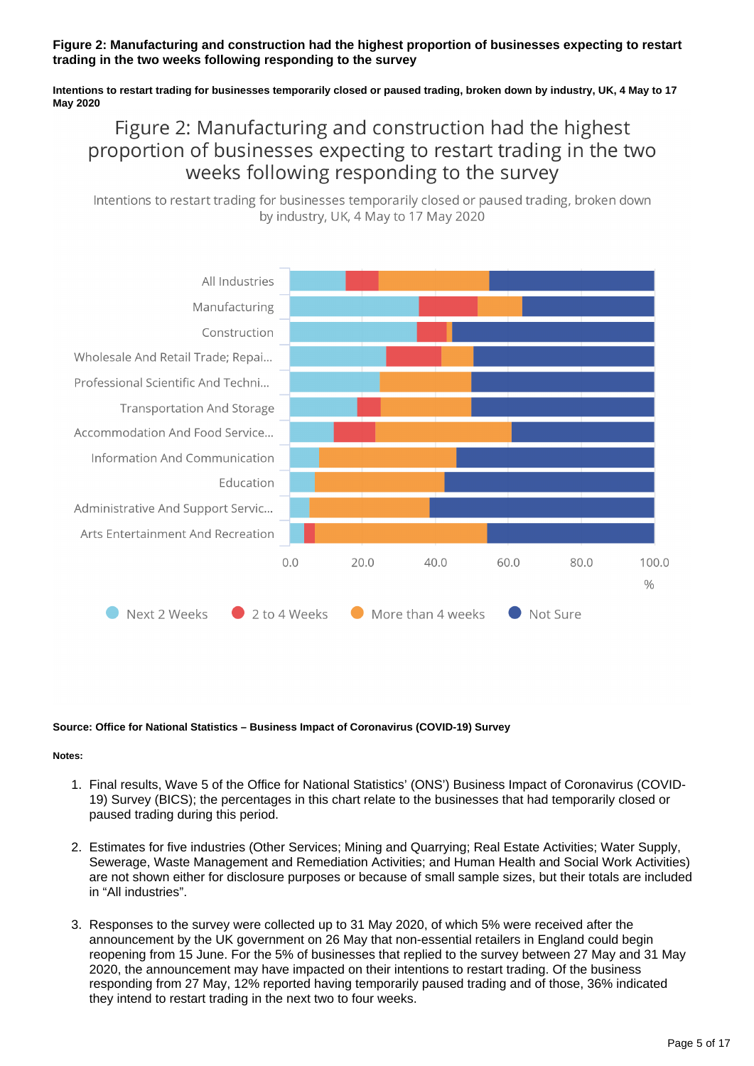**Figure 2: Manufacturing and construction had the highest proportion of businesses expecting to restart trading in the two weeks following responding to the survey**

**Intentions to restart trading for businesses temporarily closed or paused trading, broken down by industry, UK, 4 May to 17 May 2020**

**Source: Office for National Statistics – Business Impact of Coronavirus (COVID-19) Survey**

**Notes:**

1. Final results, Wave 5 of the Office for National Statistics' (ONS') Business Impact of Coronavirus (COVID-19) Survey (BICS); the percentages in this chart relate to the businesses that had temporarily closed or paused trading during this period.

2. Estimates for five industries (Other Services; Mining and Quarrying; Real Estate Activities; Water Supply, Sewerage, Waste Management and Remediation Activities; and Human Health and Social Work Activities) are not shown either for disclosure purposes or because of small sample sizes, but their totals are included in "All industries".

3. Responses to the survey were collected up to 31 May 2020, of which 5% were received after the announcement by the UK government on 26 May that non-essential retailers in England could begin reopening from 15 June. For the 5% of businesses that replied to the survey between 27 May and 31 May 2020, the announcement may have impacted on their intentions to restart trading. Of the business responding from 27 May, 12% reported having temporarily paused trading and of those, 36% indicated they intend to restart trading in the next two to four weeks.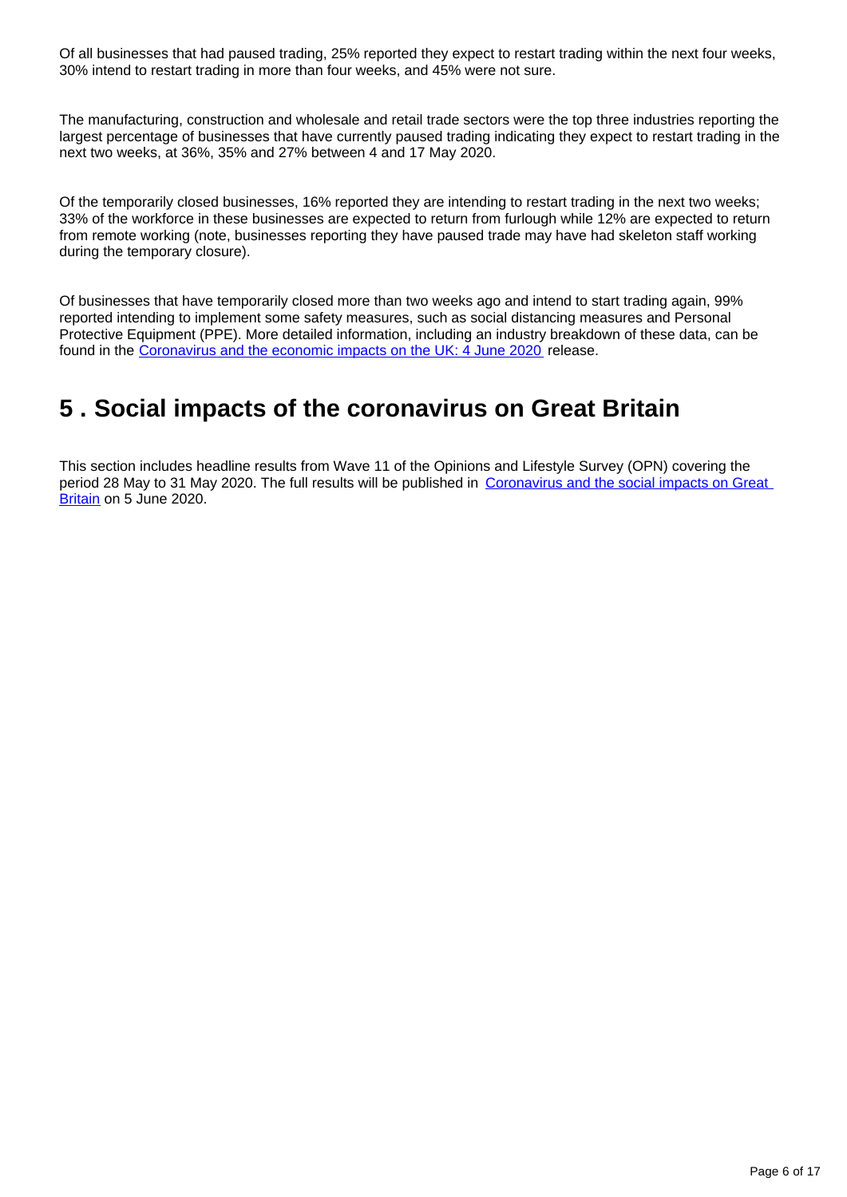Of all businesses that had paused trading, 25% reported they expect to restart trading within the next four weeks, 30% intend to restart trading in more than four weeks, and 45% were not sure.

The manufacturing, construction and wholesale and retail trade sectors were the top three industries reporting the largest percentage of businesses that have currently paused trading indicating they expect to restart trading in the next two weeks, at 36%, 35% and 27% between 4 and 17 May 2020.

Of the temporarily closed businesses, 16% reported they are intending to restart trading in the next two weeks; 33% of the workforce in these businesses are expected to return from furlough while 12% are expected to return from remote working (note, businesses reporting they have paused trade may have had skeleton staff working during the temporary closure).

Of businesses that have temporarily closed more than two weeks ago and intend to start trading again, 99% reported intending to implement some safety measures, such as social distancing measures and Personal Protective Equipment (PPE). More detailed information, including an industry breakdown of these data, can be found in the Coronavirus and the economic impacts on the UK: 4 June 2020 release.

## 5 . Social impacts of the coronavirus on Great Britain

This section includes headline results from Wave 11 of the Opinions and Lifestyle Survey (OPN) covering the period 28 May to 31 May 2020. The full results will be published in Coronavirus and the social impacts on Great Britain on 5 June 2020.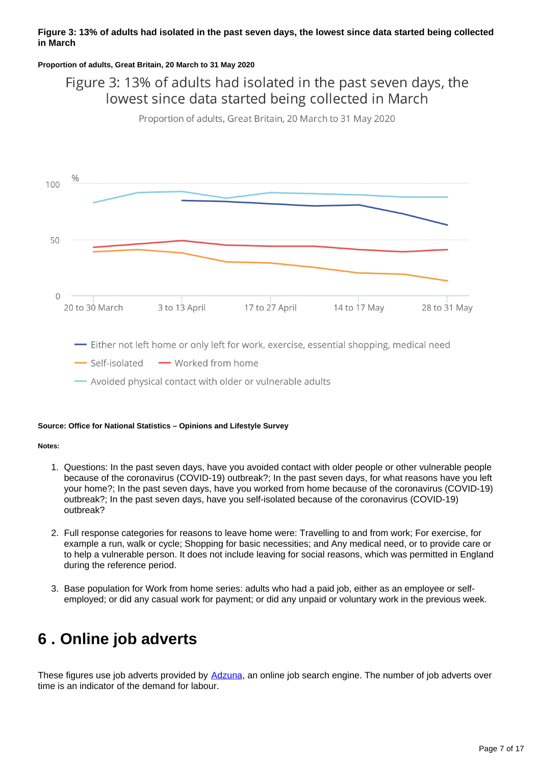**Figure 3: 13% of adults had isolated in the past seven days, the lowest since data started being collected in March**

**Proportion of adults, Great Britain, 20 March to 31 May 2020**

**Source: Office for National Statistics – Opinions and Lifestyle Survey**

**Notes:**

1. Questions: In the past seven days, have you avoided contact with older people or other vulnerable people because of the coronavirus (COVID-19) outbreak?; In the past seven days, for what reasons have you left your home?; In the past seven days, have you worked from home because of the coronavirus (COVID-19) outbreak?; In the past seven days, have you self-isolated because of the coronavirus (COVID-19) outbreak?

2. Full response categories for reasons to leave home were: Travelling to and from work; For exercise, for example a run, walk or cycle; Shopping for basic necessities; and Any medical need, or to provide care or to help a vulnerable person. It does not include leaving for social reasons, which was permitted in England during the reference period.

3. Base population for Work from home series: adults who had a paid job, either as an employee or self-employed; or did any casual work for payment; or did any unpaid or voluntary work in the previous week.

## 6 . Online job adverts

These figures use job adverts provided by Adzuna, an online job search engine. The number of job adverts over time is an indicator of the demand for labour.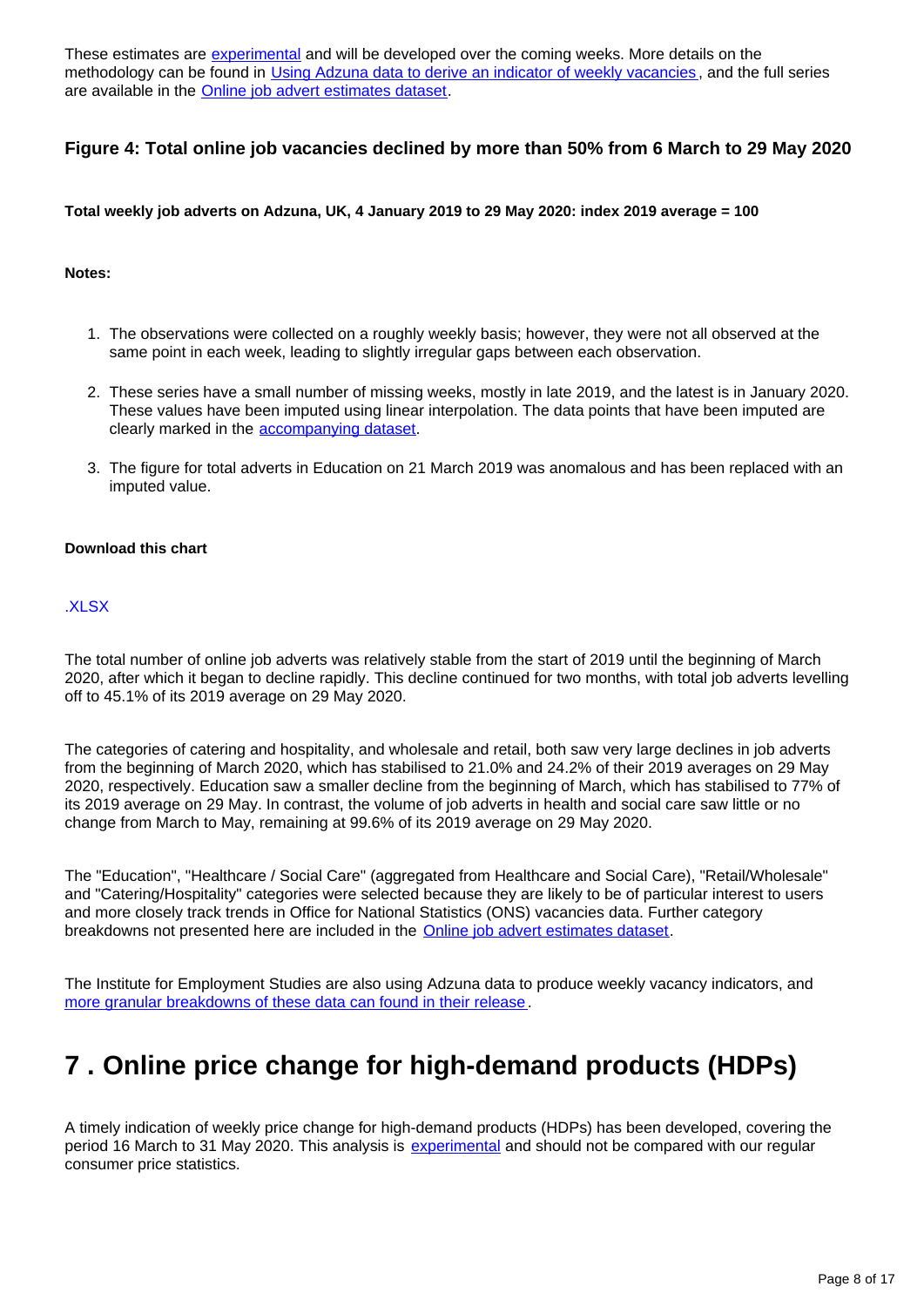These estimates are experimental and will be developed over the coming weeks. More details on the methodology can be found in Using Adzuna data to derive an indicator of weekly vacancies, and the full series are available in the Online job advert estimates dataset.

### Figure 4: Total online job vacancies declined by more than 50% from 6 March to 29 May 2020

**Total weekly job adverts on Adzuna, UK, 4 January 2019 to 29 May 2020: index 2019 average = 100**

**Notes:**

1. The observations were collected on a roughly weekly basis; however, they were not all observed at the same point in each week, leading to slightly irregular gaps between each observation.
2. These series have a small number of missing weeks, mostly in late 2019, and the latest is in January 2020. These values have been imputed using linear interpolation. The data points that have been imputed are clearly marked in the accompanying dataset.
3. The figure for total adverts in Education on 21 March 2019 was anomalous and has been replaced with an imputed value.

**Download this chart**

.XLSX

The total number of online job adverts was relatively stable from the start of 2019 until the beginning of March 2020, after which it began to decline rapidly. This decline continued for two months, with total job adverts levelling off to 45.1% of its 2019 average on 29 May 2020.

The categories of catering and hospitality, and wholesale and retail, both saw very large declines in job adverts from the beginning of March 2020, which has stabilised to 21.0% and 24.2% of their 2019 averages on 29 May 2020, respectively. Education saw a smaller decline from the beginning of March, which has stabilised to 77% of its 2019 average on 29 May. In contrast, the volume of job adverts in health and social care saw little or no change from March to May, remaining at 99.6% of its 2019 average on 29 May 2020.

The "Education", "Healthcare / Social Care" (aggregated from Healthcare and Social Care), "Retail/Wholesale" and "Catering/Hospitality" categories were selected because they are likely to be of particular interest to users and more closely track trends in Office for National Statistics (ONS) vacancies data. Further category breakdowns not presented here are included in the Online job advert estimates dataset.

The Institute for Employment Studies are also using Adzuna data to produce weekly vacancy indicators, and more granular breakdowns of these data can found in their release.

# 7 . Online price change for high-demand products (HDPs)

A timely indication of weekly price change for high-demand products (HDPs) has been developed, covering the period 16 March to 31 May 2020. This analysis is experimental and should not be compared with our regular consumer price statistics.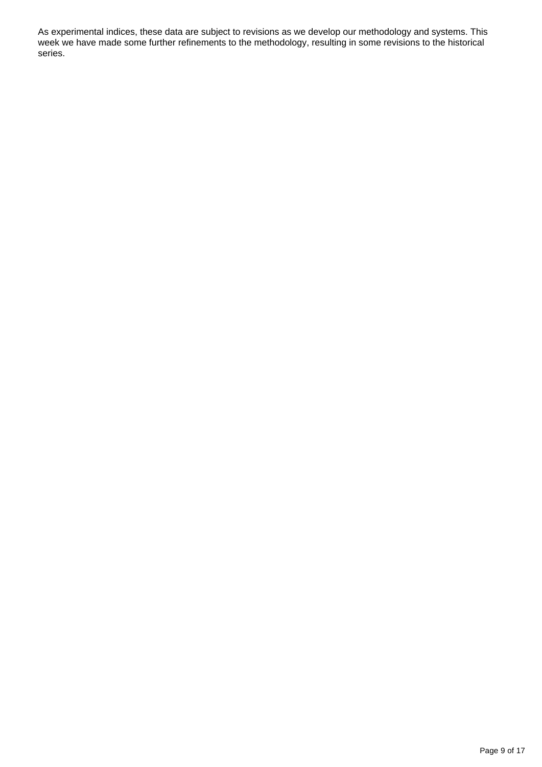As experimental indices, these data are subject to revisions as we develop our methodology and systems. This week we have made some further refinements to the methodology, resulting in some revisions to the historical series.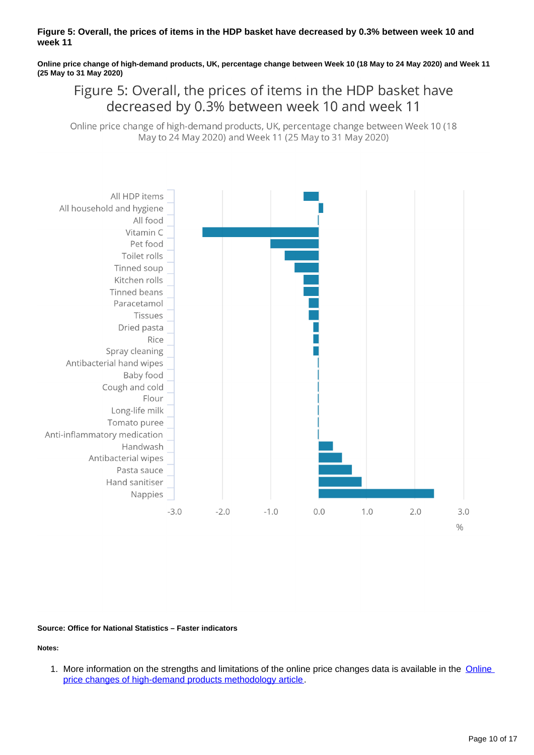**Figure 5: Overall, the prices of items in the HDP basket have decreased by 0.3% between week 10 and week 11**

**Online price change of high-demand products, UK, percentage change between Week 10 (18 May to 24 May 2020) and Week 11 (25 May to 31 May 2020)**

**Source: Office for National Statistics – Faster indicators**

**Notes:**

1. More information on the strengths and limitations of the online price changes data is available in the Online price changes of high-demand products methodology article.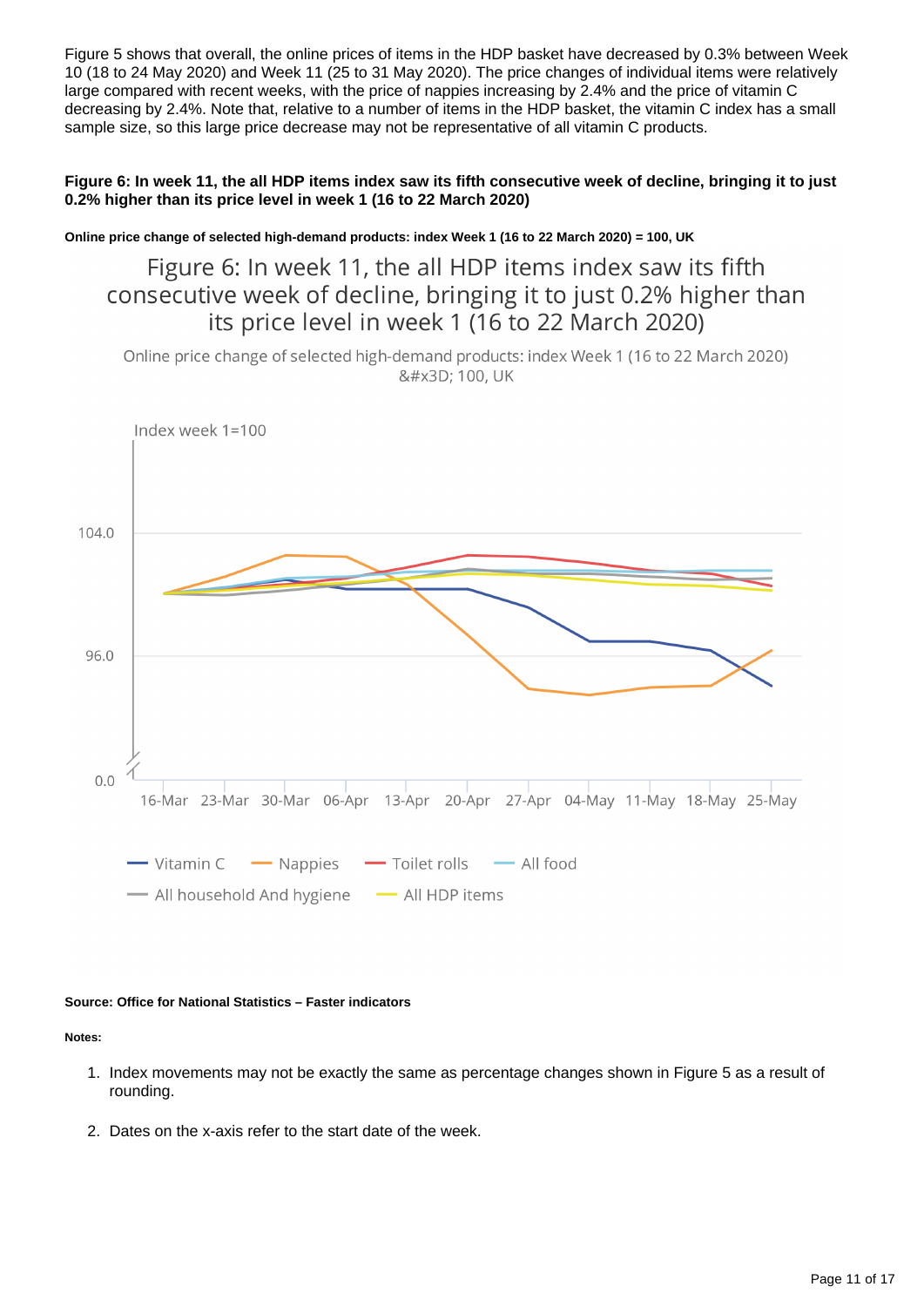Figure 5 shows that overall, the online prices of items in the HDP basket have decreased by 0.3% between Week 10 (18 to 24 May 2020) and Week 11 (25 to 31 May 2020). The price changes of individual items were relatively large compared with recent weeks, with the price of nappies increasing by 2.4% and the price of vitamin C decreasing by 2.4%. Note that, relative to a number of items in the HDP basket, the vitamin C index has a small sample size, so this large price decrease may not be representative of all vitamin C products.

**Figure 6: In week 11, the all HDP items index saw its fifth consecutive week of decline, bringing it to just 0.2% higher than its price level in week 1 (16 to 22 March 2020)**

**Online price change of selected high-demand products: index Week 1 (16 to 22 March 2020) = 100, UK**

Figure 6: In week 11, the all HDP items index saw its fifth consecutive week of decline, bringing it to just 0.2% higher than its price level in week 1 (16 to 22 March 2020)

Online price change of selected high-demand products: index Week 1 (16 to 22 March 2020) &#x3D; 100, UK

Index week 1=100

104.0

96.0

0.0

16-Mar 23-Mar 30-Mar 06-Apr 13-Apr 20-Apr 27-Apr 04-May 11-May 18-May 25-May

Vitamin C, Nappies, Toilet rolls, All food, All household And hygiene, All HDP items

**Source: Office for National Statistics – Faster indicators**

**Notes:**

1. Index movements may not be exactly the same as percentage changes shown in Figure 5 as a result of rounding.

2. Dates on the x-axis refer to the start date of the week.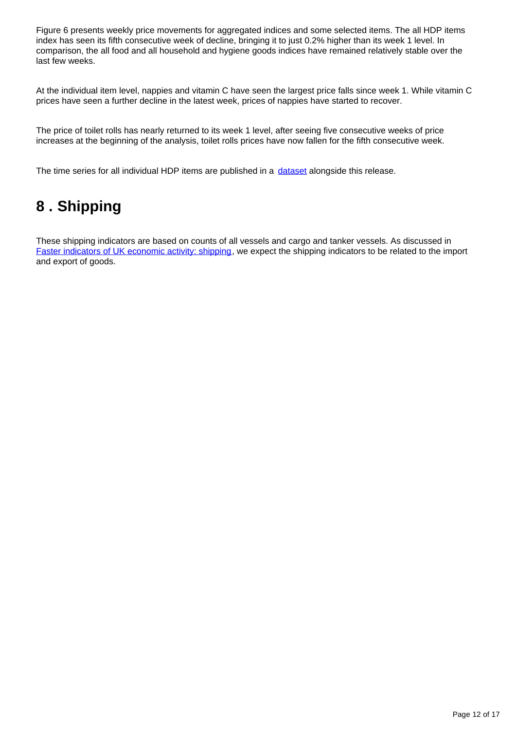Figure 6 presents weekly price movements for aggregated indices and some selected items. The all HDP items index has seen its fifth consecutive week of decline, bringing it to just 0.2% higher than its week 1 level. In comparison, the all food and all household and hygiene goods indices have remained relatively stable over the last few weeks.

At the individual item level, nappies and vitamin C have seen the largest price falls since week 1. While vitamin C prices have seen a further decline in the latest week, prices of nappies have started to recover.

The price of toilet rolls has nearly returned to its week 1 level, after seeing five consecutive weeks of price increases at the beginning of the analysis, toilet rolls prices have now fallen for the fifth consecutive week.

The time series for all individual HDP items are published in a [dataset](#) alongside this release.

## 8 . Shipping

These shipping indicators are based on counts of all vessels and cargo and tanker vessels. As discussed in [Faster indicators of UK economic activity: shipping](#), we expect the shipping indicators to be related to the import and export of goods.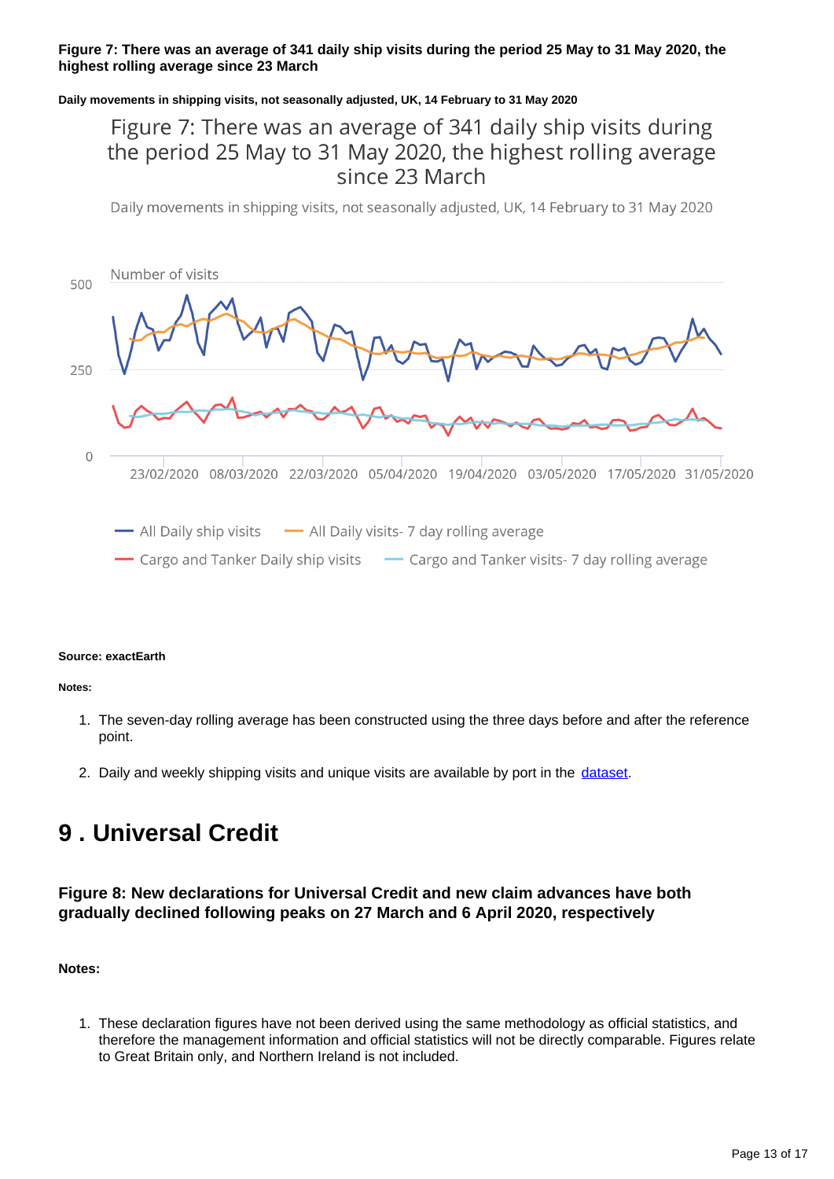**Figure 7: There was an average of 341 daily ship visits during the period 25 May to 31 May 2020, the highest rolling average since 23 March**

**Daily movements in shipping visits, not seasonally adjusted, UK, 14 February to 31 May 2020**

Figure 7: There was an average of 341 daily ship visits during the period 25 May to 31 May 2020, the highest rolling average since 23 March

Daily movements in shipping visits, not seasonally adjusted, UK, 14 February to 31 May 2020

**Source: exactEarth**

**Notes:**

1. The seven-day rolling average has been constructed using the three days before and after the reference point.
2. Daily and weekly shipping visits and unique visits are available by port in the dataset.

# 9 . Universal Credit

### Figure 8: New declarations for Universal Credit and new claim advances have both gradually declined following peaks on 27 March and 6 April 2020, respectively

**Notes:**

1. These declaration figures have not been derived using the same methodology as official statistics, and therefore the management information and official statistics will not be directly comparable. Figures relate to Great Britain only, and Northern Ireland is not included.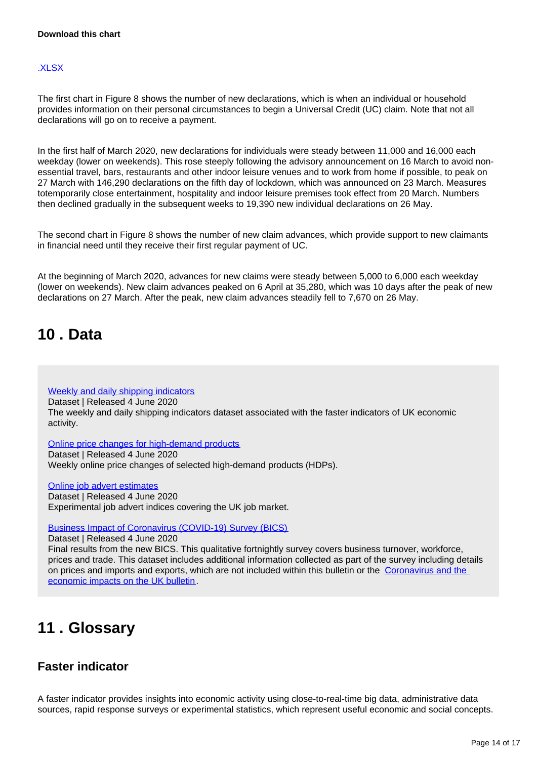**Download this chart**

.XLSX

The first chart in Figure 8 shows the number of new declarations, which is when an individual or household provides information on their personal circumstances to begin a Universal Credit (UC) claim. Note that not all declarations will go on to receive a payment.

In the first half of March 2020, new declarations for individuals were steady between 11,000 and 16,000 each weekday (lower on weekends). This rose steeply following the advisory announcement on 16 March to avoid non-essential travel, bars, restaurants and other indoor leisure venues and to work from home if possible, to peak on 27 March with 146,290 declarations on the fifth day of lockdown, which was announced on 23 March. Measures totemporarily close entertainment, hospitality and indoor leisure premises took effect from 20 March. Numbers then declined gradually in the subsequent weeks to 19,390 new individual declarations on 26 May.

The second chart in Figure 8 shows the number of new claim advances, which provide support to new claimants in financial need until they receive their first regular payment of UC.

At the beginning of March 2020, advances for new claims were steady between 5,000 to 6,000 each weekday (lower on weekends). New claim advances peaked on 6 April at 35,280, which was 10 days after the peak of new declarations on 27 March. After the peak, new claim advances steadily fell to 7,670 on 26 May.

## 10 . Data

Weekly and daily shipping indicators
Dataset | Released 4 June 2020
The weekly and daily shipping indicators dataset associated with the faster indicators of UK economic activity.

Online price changes for high-demand products
Dataset | Released 4 June 2020
Weekly online price changes of selected high-demand products (HDPs).

Online job advert estimates
Dataset | Released 4 June 2020
Experimental job advert indices covering the UK job market.

Business Impact of Coronavirus (COVID-19) Survey (BICS)
Dataset | Released 4 June 2020
Final results from the new BICS. This qualitative fortnightly survey covers business turnover, workforce, prices and trade. This dataset includes additional information collected as part of the survey including details on prices and imports and exports, which are not included within this bulletin or the Coronavirus and the economic impacts on the UK bulletin.

## 11 . Glossary

### Faster indicator

A faster indicator provides insights into economic activity using close-to-real-time big data, administrative data sources, rapid response surveys or experimental statistics, which represent useful economic and social concepts.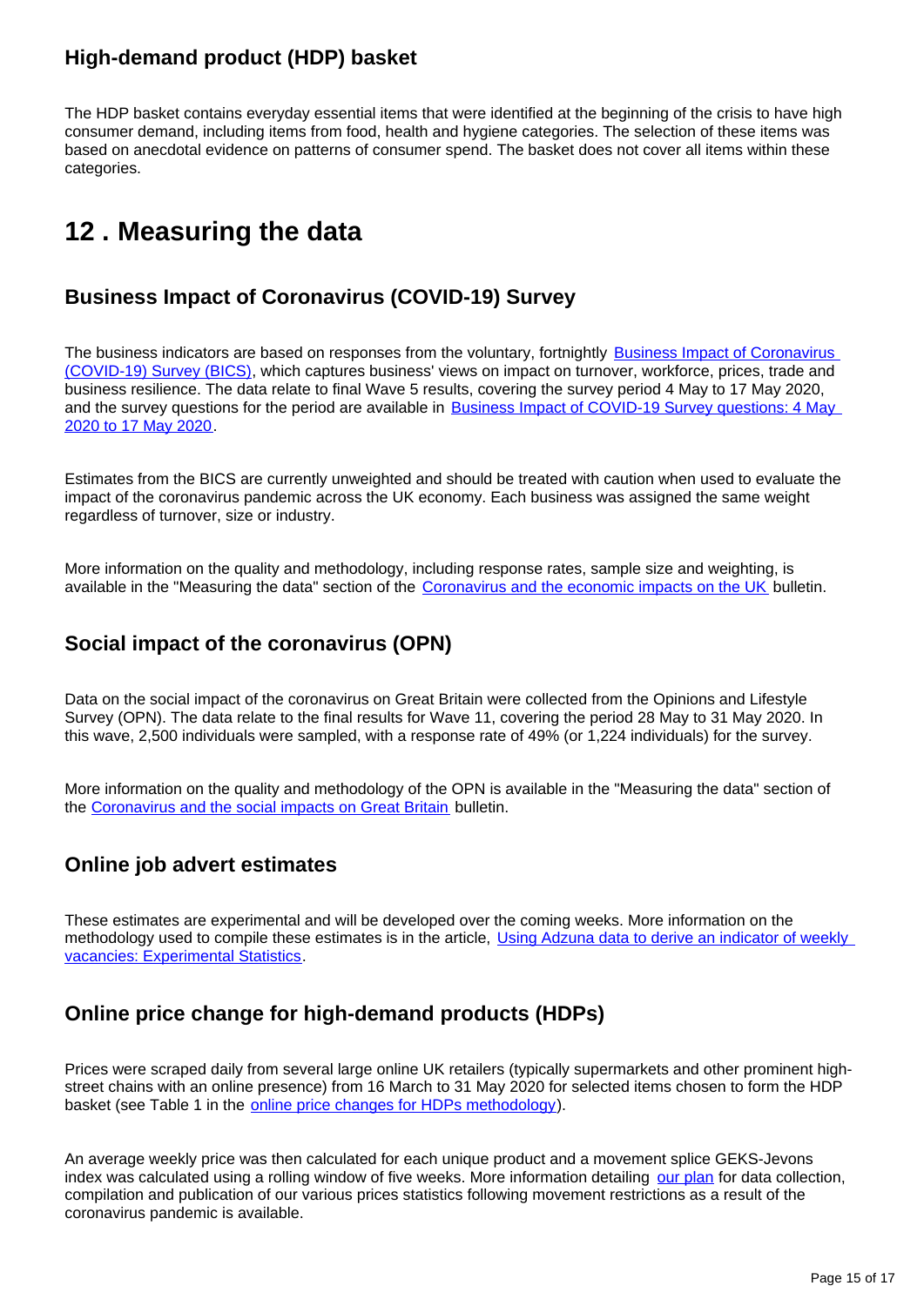### High-demand product (HDP) basket

The HDP basket contains everyday essential items that were identified at the beginning of the crisis to have high consumer demand, including items from food, health and hygiene categories. The selection of these items was based on anecdotal evidence on patterns of consumer spend. The basket does not cover all items within these categories.

## 12 . Measuring the data

### Business Impact of Coronavirus (COVID-19) Survey

The business indicators are based on responses from the voluntary, fortnightly [Business Impact of Coronavirus (COVID-19) Survey (BICS)](), which captures business' views on impact on turnover, workforce, prices, trade and business resilience. The data relate to final Wave 5 results, covering the survey period 4 May to 17 May 2020, and the survey questions for the period are available in [Business Impact of COVID-19 Survey questions: 4 May 2020 to 17 May 2020]().

Estimates from the BICS are currently unweighted and should be treated with caution when used to evaluate the impact of the coronavirus pandemic across the UK economy. Each business was assigned the same weight regardless of turnover, size or industry.

More information on the quality and methodology, including response rates, sample size and weighting, is available in the "Measuring the data" section of the [Coronavirus and the economic impacts on the UK]() bulletin.

### Social impact of the coronavirus (OPN)

Data on the social impact of the coronavirus on Great Britain were collected from the Opinions and Lifestyle Survey (OPN). The data relate to the final results for Wave 11, covering the period 28 May to 31 May 2020. In this wave, 2,500 individuals were sampled, with a response rate of 49% (or 1,224 individuals) for the survey.

More information on the quality and methodology of the OPN is available in the "Measuring the data" section of the [Coronavirus and the social impacts on Great Britain]() bulletin.

### Online job advert estimates

These estimates are experimental and will be developed over the coming weeks. More information on the methodology used to compile these estimates is in the article, [Using Adzuna data to derive an indicator of weekly vacancies: Experimental Statistics]().

### Online price change for high-demand products (HDPs)

Prices were scraped daily from several large online UK retailers (typically supermarkets and other prominent high-street chains with an online presence) from 16 March to 31 May 2020 for selected items chosen to form the HDP basket (see Table 1 in the [online price changes for HDPs methodology]()).

An average weekly price was then calculated for each unique product and a movement splice GEKS-Jevons index was calculated using a rolling window of five weeks. More information detailing [our plan]() for data collection, compilation and publication of our various prices statistics following movement restrictions as a result of the coronavirus pandemic is available.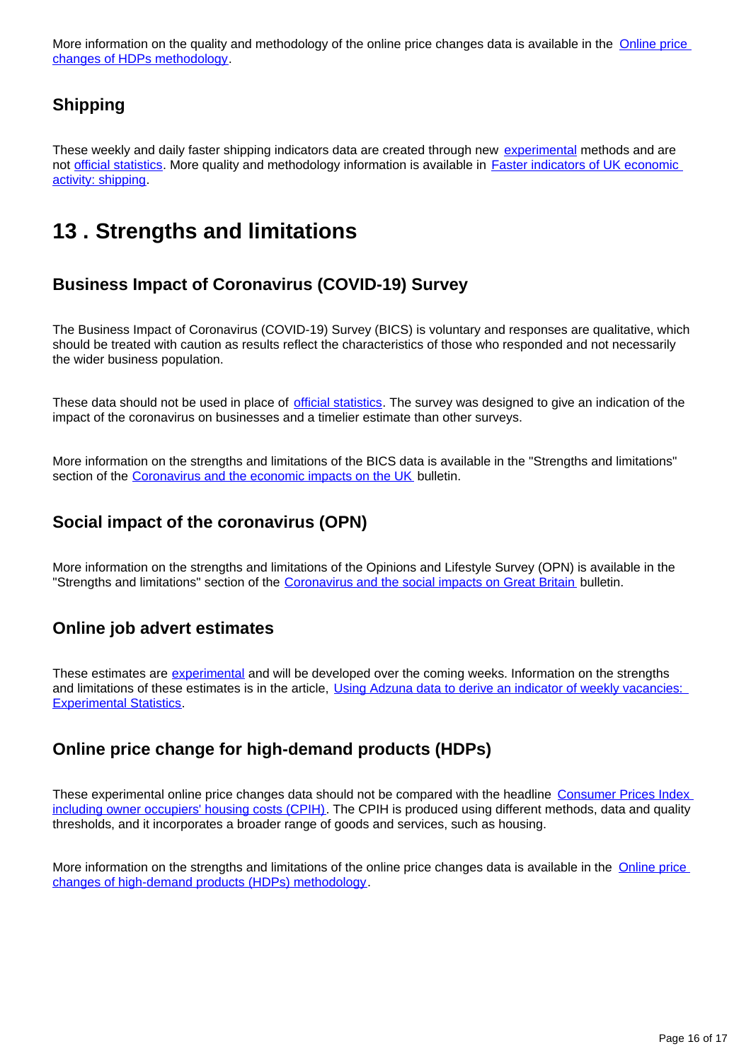More information on the quality and methodology of the online price changes data is available in the Online price changes of HDPs methodology.

### Shipping

These weekly and daily faster shipping indicators data are created through new experimental methods and are not official statistics. More quality and methodology information is available in Faster indicators of UK economic activity: shipping.

## 13 . Strengths and limitations

### Business Impact of Coronavirus (COVID-19) Survey

The Business Impact of Coronavirus (COVID-19) Survey (BICS) is voluntary and responses are qualitative, which should be treated with caution as results reflect the characteristics of those who responded and not necessarily the wider business population.

These data should not be used in place of official statistics. The survey was designed to give an indication of the impact of the coronavirus on businesses and a timelier estimate than other surveys.

More information on the strengths and limitations of the BICS data is available in the "Strengths and limitations" section of the Coronavirus and the economic impacts on the UK bulletin.

### Social impact of the coronavirus (OPN)

More information on the strengths and limitations of the Opinions and Lifestyle Survey (OPN) is available in the "Strengths and limitations" section of the Coronavirus and the social impacts on Great Britain bulletin.

### Online job advert estimates

These estimates are experimental and will be developed over the coming weeks. Information on the strengths and limitations of these estimates is in the article, Using Adzuna data to derive an indicator of weekly vacancies: Experimental Statistics.

### Online price change for high-demand products (HDPs)

These experimental online price changes data should not be compared with the headline Consumer Prices Index including owner occupiers' housing costs (CPIH). The CPIH is produced using different methods, data and quality thresholds, and it incorporates a broader range of goods and services, such as housing.

More information on the strengths and limitations of the online price changes data is available in the Online price changes of high-demand products (HDPs) methodology.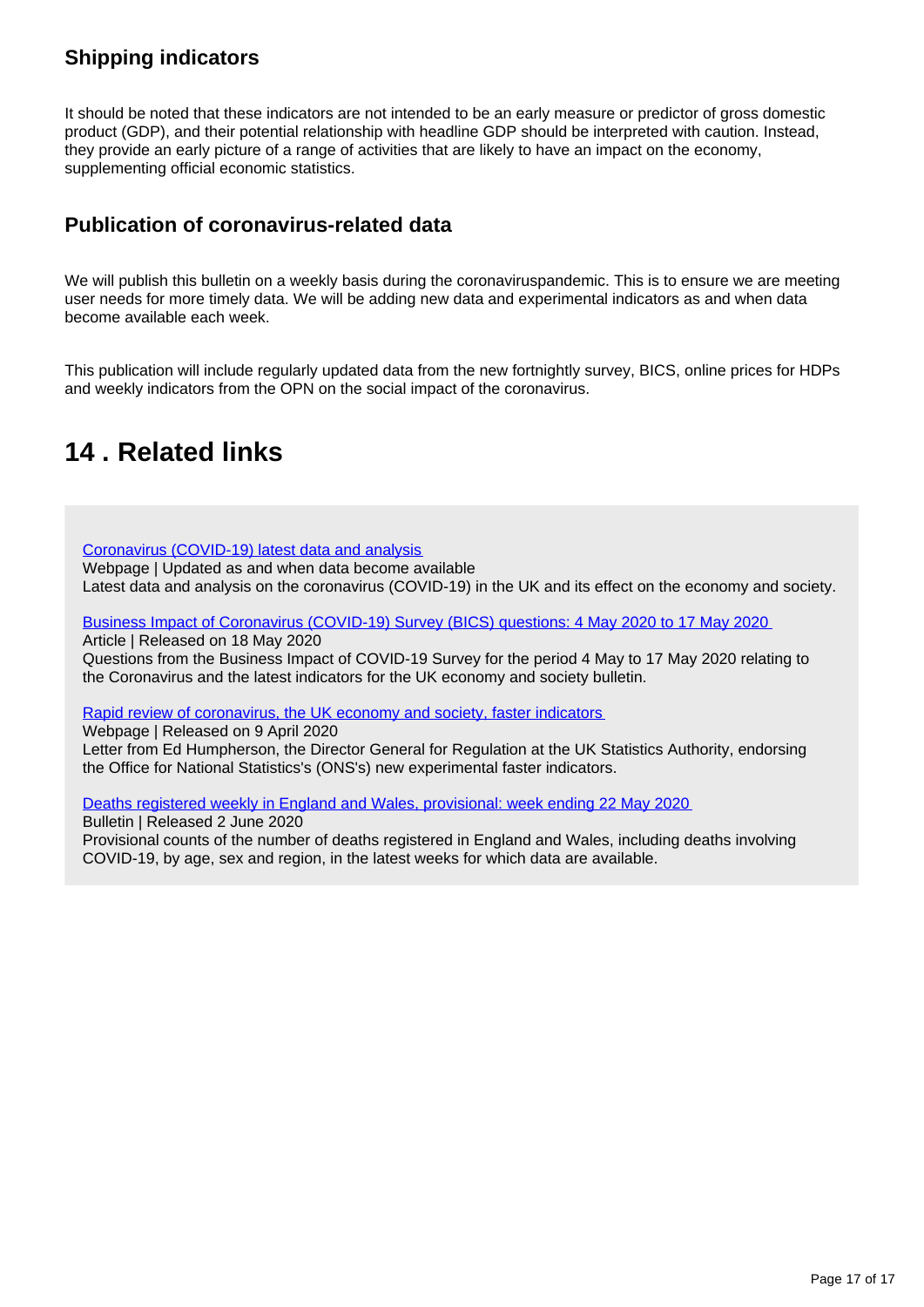### Shipping indicators

It should be noted that these indicators are not intended to be an early measure or predictor of gross domestic product (GDP), and their potential relationship with headline GDP should be interpreted with caution. Instead, they provide an early picture of a range of activities that are likely to have an impact on the economy, supplementing official economic statistics.

### Publication of coronavirus-related data

We will publish this bulletin on a weekly basis during the coronaviruspandemic. This is to ensure we are meeting user needs for more timely data. We will be adding new data and experimental indicators as and when data become available each week.

This publication will include regularly updated data from the new fortnightly survey, BICS, online prices for HDPs and weekly indicators from the OPN on the social impact of the coronavirus.

## 14 . Related links

Coronavirus (COVID-19) latest data and analysis
Webpage | Updated as and when data become available
Latest data and analysis on the coronavirus (COVID-19) in the UK and its effect on the economy and society.

Business Impact of Coronavirus (COVID-19) Survey (BICS) questions: 4 May 2020 to 17 May 2020
Article | Released on 18 May 2020
Questions from the Business Impact of COVID-19 Survey for the period 4 May to 17 May 2020 relating to the Coronavirus and the latest indicators for the UK economy and society bulletin.

Rapid review of coronavirus, the UK economy and society, faster indicators
Webpage | Released on 9 April 2020
Letter from Ed Humpherson, the Director General for Regulation at the UK Statistics Authority, endorsing the Office for National Statistics's (ONS's) new experimental faster indicators.

Deaths registered weekly in England and Wales, provisional: week ending 22 May 2020
Bulletin | Released 2 June 2020
Provisional counts of the number of deaths registered in England and Wales, including deaths involving COVID-19, by age, sex and region, in the latest weeks for which data are available.